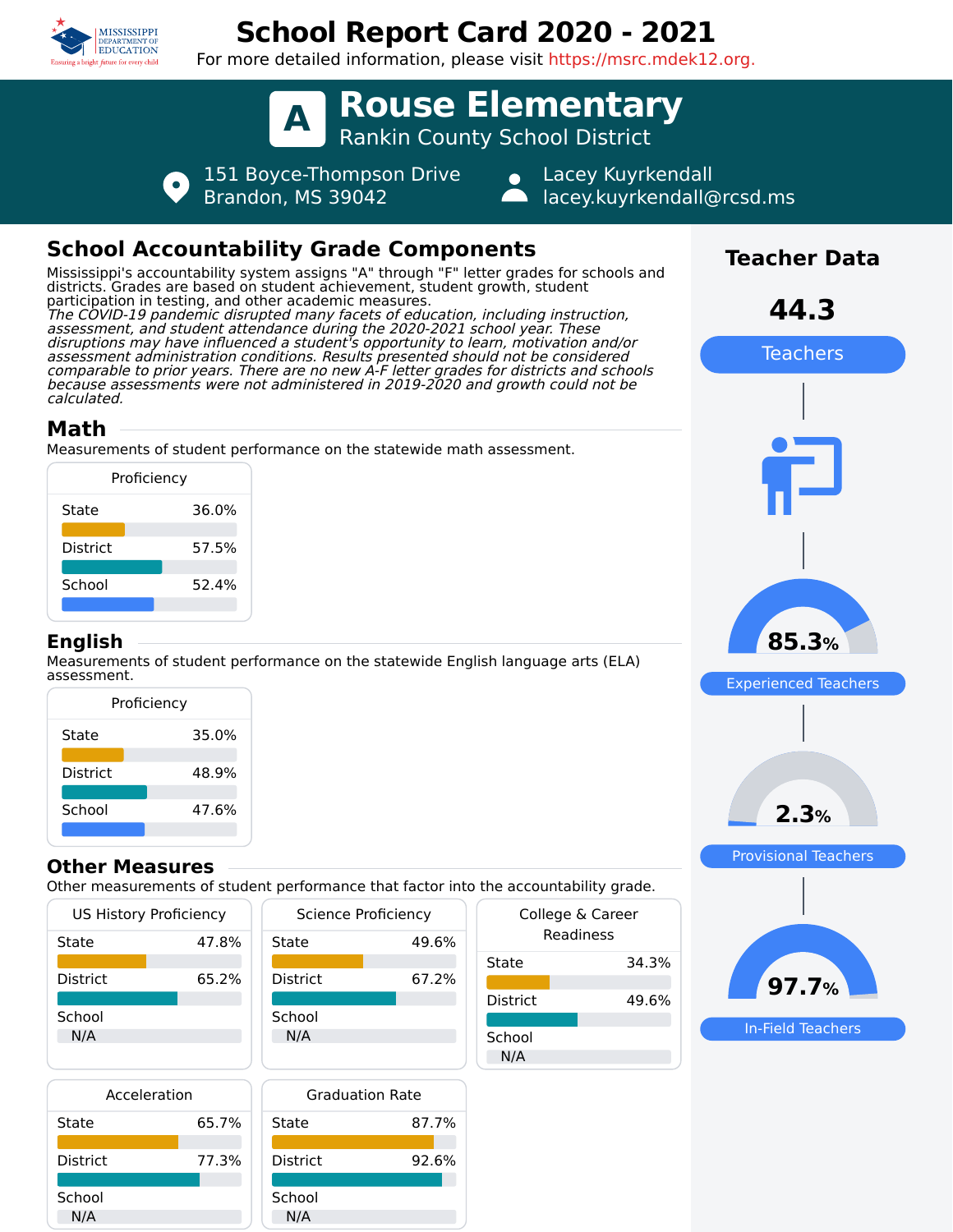# School Report Card 2020 - 2021

For more detailed information, please visit https://msrc.mdek12.org.

## A Rouse Elementary

Rankin County School District

151 Boyce-Thompson Drive
Brandon, MS 39042

Lacey Kuyrkendall
lacey.kuyrkendall@rcsd.ms

## School Accountability Grade Components

Mississippi's accountability system assigns "A" through "F" letter grades for schools and districts. Grades are based on student achievement, student growth, student participation in testing, and other academic measures.

*The COVID-19 pandemic disrupted many facets of education, including instruction, assessment, and student attendance during the 2020-2021 school year. These disruptions may have influenced a student's opportunity to learn, motivation and/or assessment administration conditions. Results presented should not be considered comparable to prior years. There are no new A-F letter grades for districts and schools because assessments were not administered in 2019-2020 and growth could not be calculated.*

### Math

Measurements of student performance on the statewide math assessment.

| Proficiency | |
|---|---|
| State | 36.0% |
| District | 57.5% |
| School | 52.4% |

### English

Measurements of student performance on the statewide English language arts (ELA) assessment.

| Proficiency | |
|---|---|
| State | 35.0% |
| District | 48.9% |
| School | 47.6% |

### Other Measures

Other measurements of student performance that factor into the accountability grade.

| US History Proficiency | |
|---|---|
| State | 47.8% |
| District | 65.2% |
| School | N/A |

| Science Proficiency | |
|---|---|
| State | 49.6% |
| District | 67.2% |
| School | N/A |

| College & Career Readiness | |
|---|---|
| State | 34.3% |
| District | 49.6% |
| School | N/A |

| Acceleration | |
|---|---|
| State | 65.7% |
| District | 77.3% |
| School | N/A |

| Graduation Rate | |
|---|---|
| State | 87.7% |
| District | 92.6% |
| School | N/A |

## Teacher Data

**44.3** Teachers

**85.3%** Experienced Teachers

**2.3%** Provisional Teachers

**97.7%** In-Field Teachers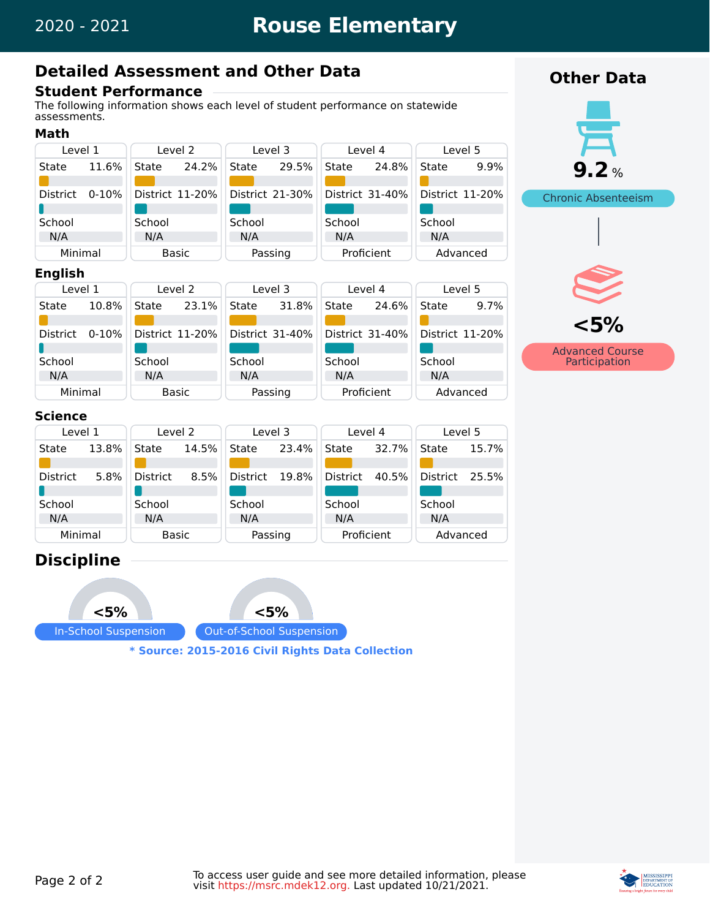# Rouse Elementary

2020 - 2021

## Detailed Assessment and Other Data

### Student Performance

The following information shows each level of student performance on statewide assessments.

#### Math

| | Level 1 | Level 2 | Level 3 | Level 4 | Level 5 |
|---|---|---|---|---|---|
| State | 11.6% | 24.2% | 29.5% | 24.8% | 9.9% |
| District | 0-10% | 11-20% | 21-30% | 31-40% | 11-20% |
| School | N/A | N/A | N/A | N/A | N/A |
| | Minimal | Basic | Passing | Proficient | Advanced |

#### English

| | Level 1 | Level 2 | Level 3 | Level 4 | Level 5 |
|---|---|---|---|---|---|
| State | 10.8% | 23.1% | 31.8% | 24.6% | 9.7% |
| District | 0-10% | 11-20% | 31-40% | 31-40% | 11-20% |
| School | N/A | N/A | N/A | N/A | N/A |
| | Minimal | Basic | Passing | Proficient | Advanced |

#### Science

| | Level 1 | Level 2 | Level 3 | Level 4 | Level 5 |
|---|---|---|---|---|---|
| State | 13.8% | 14.5% | 23.4% | 32.7% | 15.7% |
| District | 5.8% | 8.5% | 19.8% | 40.5% | 25.5% |
| School | N/A | N/A | N/A | N/A | N/A |
| | Minimal | Basic | Passing | Proficient | Advanced |

### Discipline

<5%
In-School Suspension

<5%
Out-of-School Suspension

**\* Source: 2015-2016 Civil Rights Data Collection**

## Other Data

9.2 %
Chronic Absenteeism

<5%
Advanced Course Participation

To access user guide and see more detailed information, please visit https://msrc.mdek12.org. Last updated 10/21/2021.